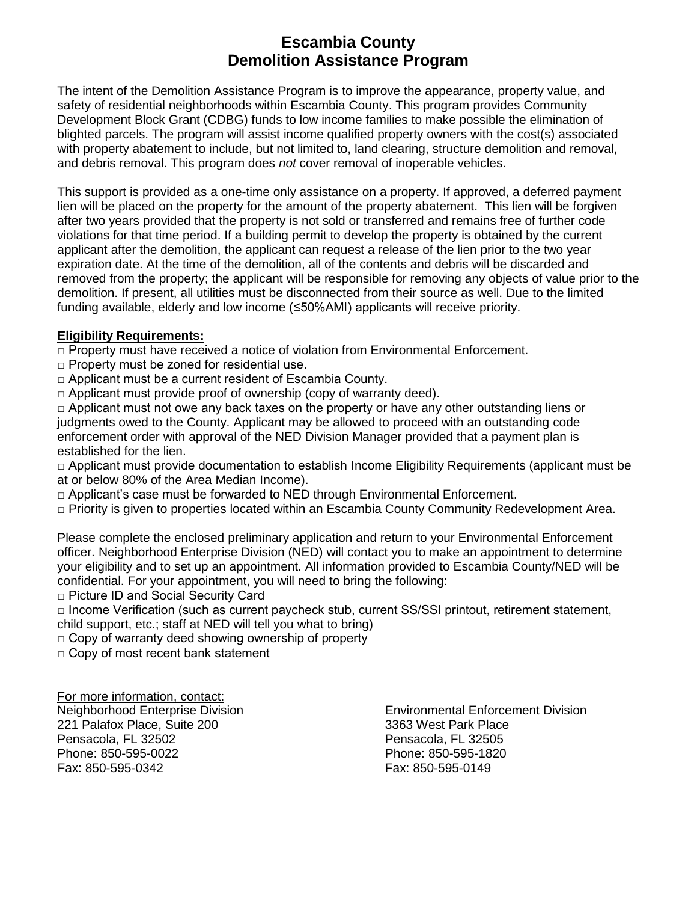# Escambia County
# Demolition Assistance Program

The intent of the Demolition Assistance Program is to improve the appearance, property value, and safety of residential neighborhoods within Escambia County. This program provides Community Development Block Grant (CDBG) funds to low income families to make possible the elimination of blighted parcels. The program will assist income qualified property owners with the cost(s) associated with property abatement to include, but not limited to, land clearing, structure demolition and removal, and debris removal. This program does *not* cover removal of inoperable vehicles.

This support is provided as a one-time only assistance on a property. If approved, a deferred payment lien will be placed on the property for the amount of the property abatement. This lien will be forgiven after <u>two</u> years provided that the property is not sold or transferred and remains free of further code violations for that time period. If a building permit to develop the property is obtained by the current applicant after the demolition, the applicant can request a release of the lien prior to the two year expiration date. At the time of the demolition, all of the contents and debris will be discarded and removed from the property; the applicant will be responsible for removing any objects of value prior to the demolition. If present, all utilities must be disconnected from their source as well. Due to the limited funding available, elderly and low income (≤50%AMI) applicants will receive priority.

**<u>Eligibility Requirements:</u>**

□ Property must have received a notice of violation from Environmental Enforcement.
□ Property must be zoned for residential use.
□ Applicant must be a current resident of Escambia County.
□ Applicant must provide proof of ownership (copy of warranty deed).
□ Applicant must not owe any back taxes on the property or have any other outstanding liens or judgments owed to the County. Applicant may be allowed to proceed with an outstanding code enforcement order with approval of the NED Division Manager provided that a payment plan is established for the lien.
□ Applicant must provide documentation to establish Income Eligibility Requirements (applicant must be at or below 80% of the Area Median Income).
□ Applicant's case must be forwarded to NED through Environmental Enforcement.
□ Priority is given to properties located within an Escambia County Community Redevelopment Area.

Please complete the enclosed preliminary application and return to your Environmental Enforcement officer. Neighborhood Enterprise Division (NED) will contact you to make an appointment to determine your eligibility and to set up an appointment. All information provided to Escambia County/NED will be confidential. For your appointment, you will need to bring the following:

□ Picture ID and Social Security Card
□ Income Verification (such as current paycheck stub, current SS/SSI printout, retirement statement, child support, etc.; staff at NED will tell you what to bring)
□ Copy of warranty deed showing ownership of property
□ Copy of most recent bank statement

<u>For more information, contact:</u>

Neighborhood Enterprise Division
221 Palafox Place, Suite 200
Pensacola, FL 32502
Phone: 850-595-0022
Fax: 850-595-0342

Environmental Enforcement Division
3363 West Park Place
Pensacola, FL 32505
Phone: 850-595-1820
Fax: 850-595-0149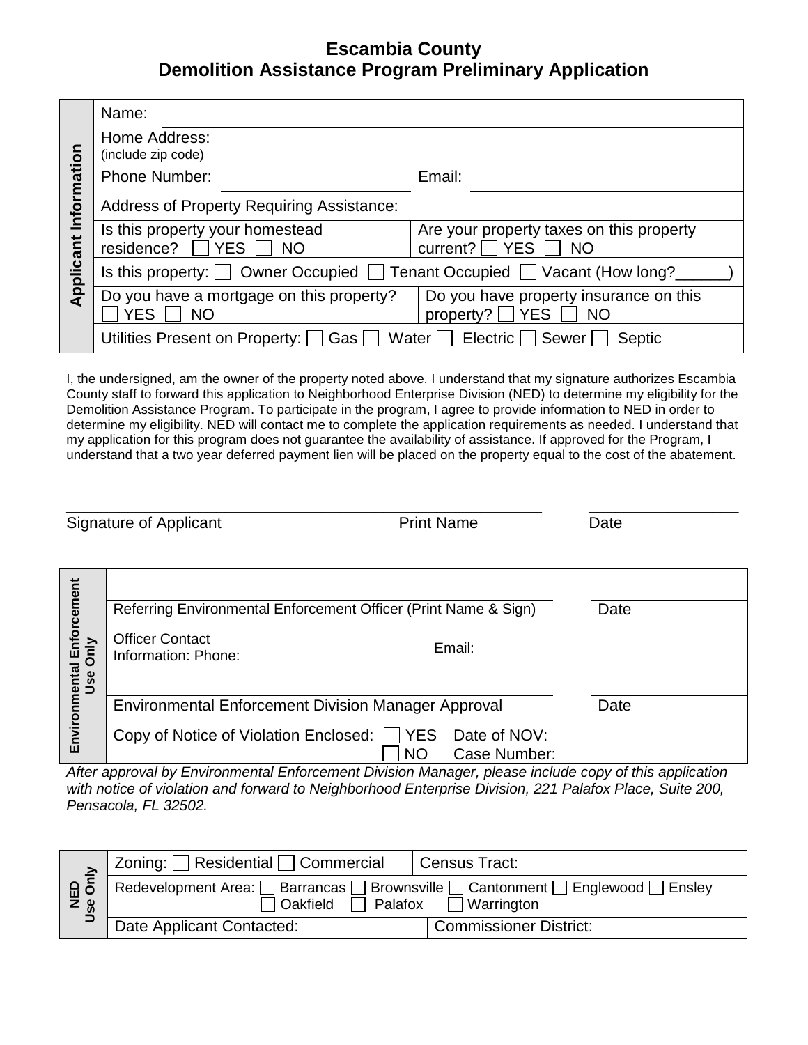# Escambia County
# Demolition Assistance Program Preliminary Application

**Applicant Information**

| | |
|---|---|
| Name: | |
| Home Address: (include zip code) | |
| Phone Number: | Email: |
| Address of Property Requiring Assistance: | |
| Is this property your homestead residence? ☐ YES ☐ NO | Are your property taxes on this property current? ☐ YES ☐ NO |
| Is this property: ☐ Owner Occupied ☐ Tenant Occupied ☐ Vacant (How long?______) | |
| Do you have a mortgage on this property? ☐ YES ☐ NO | Do you have property insurance on this property? ☐ YES ☐ NO |
| Utilities Present on Property: ☐ Gas ☐ Water ☐ Electric ☐ Sewer ☐ Septic | |

I, the undersigned, am the owner of the property noted above. I understand that my signature authorizes Escambia County staff to forward this application to Neighborhood Enterprise Division (NED) to determine my eligibility for the Demolition Assistance Program. To participate in the program, I agree to provide information to NED in order to determine my eligibility. NED will contact me to complete the application requirements as needed. I understand that my application for this program does not guarantee the availability of assistance. If approved for the Program, I understand that a two year deferred payment lien will be placed on the property equal to the cost of the abatement.

_______________________________________________________ ________________

Signature of Applicant Print Name Date

**Environmental Enforcement Use Only**

| | |
|---|---|
| Referring Environmental Enforcement Officer (Print Name & Sign) | Date |
| Officer Contact Information: Phone: | Email: |
| Environmental Enforcement Division Manager Approval | Date |
| Copy of Notice of Violation Enclosed: ☐ YES ☐ NO | Date of NOV: Case Number: |

*After approval by Environmental Enforcement Division Manager, please include copy of this application with notice of violation and forward to Neighborhood Enterprise Division, 221 Palafox Place, Suite 200, Pensacola, FL 32502.*

**NED Use Only**

| | |
|---|---|
| Zoning: ☐ Residential ☐ Commercial | Census Tract: |
| Redevelopment Area: ☐ Barrancas ☐ Brownsville ☐ Cantonment ☐ Englewood ☐ Ensley ☐ Oakfield ☐ Palafox ☐ Warrington | |
| Date Applicant Contacted: | Commissioner District: |